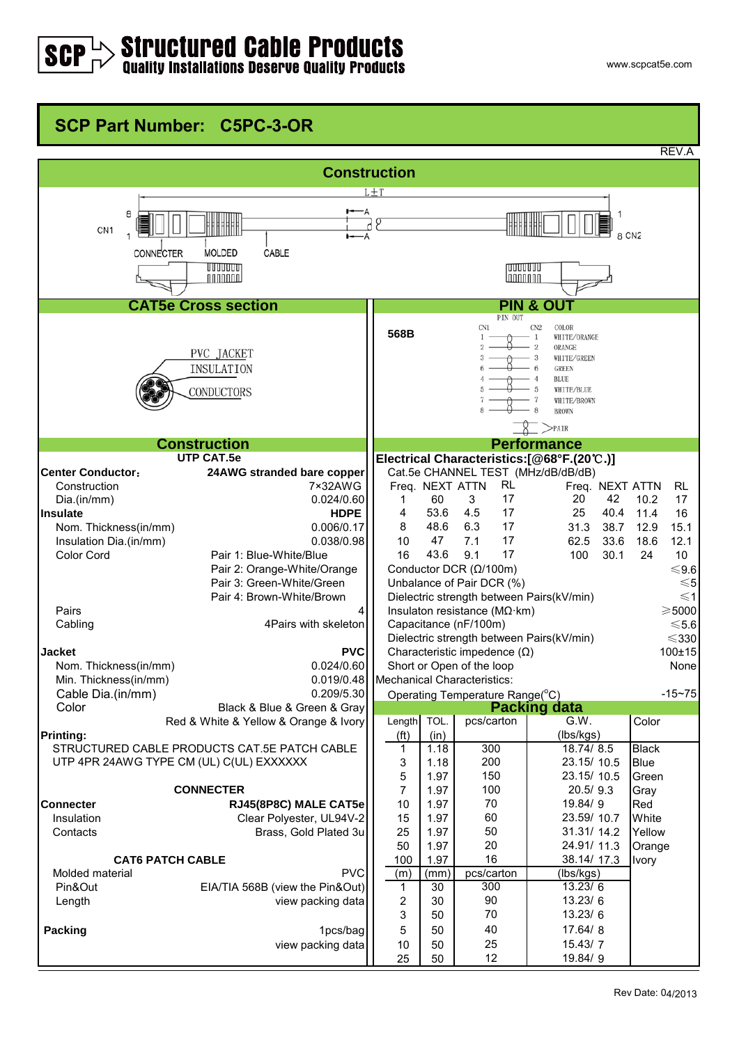# Structured Cable Products

**Quality Installations Deserve Quality Products**

www.scpcat5e.com

## SCP Part Number: C5PC-3-OR

REV.A

## Construction

L±T

CN1 — CONNECTER — MOLDED — CABLE — CN2

## CAT5e Cross section

PVC JACKET
INSULATION
CONDUCTORS

## PIN & OUT

568B

PIN OUT

| CN1 | CN2 | COLOR |
|---|---|---|
| 1 | 1 | WHITE/ORANGE |
| 2 | 2 | ORANGE |
| 3 | 3 | WHITE/GREEN |
| 6 | 6 | GREEN |
| 4 | 4 | BLUE |
| 5 | 5 | WHITE/BLUE |
| 7 | 7 | WHITE/BROWN |
| 8 | 8 | BROWN |

PAIR

## Construction

**UTP CAT.5e**

| | |
|---|---|
| **Center Conductor:** | **24AWG stranded bare copper** |
| Construction | 7×32AWG |
| Dia.(in/mm) | 0.024/0.60 |
| **Insulate** | **HDPE** |
| Nom. Thickness(in/mm) | 0.006/0.17 |
| Insulation Dia.(in/mm) | 0.038/0.98 |
| Color Cord | Pair 1: Blue-White/Blue |
| | Pair 2: Orange-White/Orange |
| | Pair 3: Green-White/Green |
| | Pair 4: Brown-White/Brown |
| Pairs | 4 |
| Cabling | 4Pairs with skeleton |
| **Jacket** | **PVC** |
| Nom. Thickness(in/mm) | 0.024/0.60 |
| Min. Thickness(in/mm) | 0.019/0.48 |
| Cable Dia.(in/mm) | 0.209/5.30 |
| Color | Black & Blue & Green & Gray |
| | Red & White & Yellow & Orange & Ivory |

**Printing:**

STRUCTURED CABLE PRODUCTS CAT.5E PATCH CABLE UTP 4PR 24AWG TYPE CM (UL) C(UL) EXXXXXX

**CONNECTER**

| | |
|---|---|
| **Connecter** | **RJ45(8P8C) MALE CAT5e** |
| Insulation | Clear Polyester, UL94V-2 |
| Contacts | Brass, Gold Plated 3u |

**CAT6 PATCH CABLE**

| | |
|---|---|
| Molded material | PVC |
| Pin&Out | EIA/TIA 568B (view the Pin&Out) |
| Length | view packing data |
| **Packing** | 1pcs/bag |
| | view packing data |

## Performance

**Electrical Characteristics:[@68°F.(20℃)]**

Cat.5e CHANNEL TEST (MHz/dB/dB/dB)

| Freq. | NEXT | ATTN | RL | Freq. | NEXT | ATTN | RL |
|---|---|---|---|---|---|---|---|
| 1 | 60 | 3 | 17 | 20 | 42 | 10.2 | 17 |
| 4 | 53.6 | 4.5 | 17 | 25 | 40.4 | 11.4 | 16 |
| 8 | 48.6 | 6.3 | 17 | 31.3 | 38.7 | 12.9 | 15.1 |
| 10 | 47 | 7.1 | 17 | 62.5 | 33.6 | 18.6 | 12.1 |
| 16 | 43.6 | 9.1 | 17 | 100 | 30.1 | 24 | 10 |

| | |
|---|---|
| Conductor DCR (Ω/100m) | ≤9.6 |
| Unbalance of Pair DCR (%) | ≤5 |
| Dielectric strength between Pairs(kV/min) | ≤1 |
| Insulaton resistance (MΩ·km) | ≥5000 |
| Capacitance (nF/100m) | ≤5.6 |
| Dielectric strength between Pairs(kV/min) | ≤330 |
| Characteristic impedence (Ω) | 100±15 |
| Short or Open of the loop | None |

**Mechanical Characteristics:**

| | |
|---|---|
| Operating Temperature Range(°C) | -15~75 |

## Packing data

| Length (ft) | TOL. (in) | pcs/carton | G.W. (lbs/kgs) | Color |
|---|---|---|---|---|
| 1 | 1.18 | 300 | 18.74/ 8.5 | Black |
| 3 | 1.18 | 200 | 23.15/ 10.5 | Blue |
| 5 | 1.97 | 150 | 23.15/ 10.5 | Green |
| 7 | 1.97 | 100 | 20.5/ 9.3 | Gray |
| 10 | 1.97 | 70 | 19.84/ 9 | Red |
| 15 | 1.97 | 60 | 23.59/ 10.7 | White |
| 25 | 1.97 | 50 | 31.31/ 14.2 | Yellow |
| 50 | 1.97 | 20 | 24.91/ 11.3 | Orange |
| 100 | 1.97 | 16 | 38.14/ 17.3 | Ivory |
| **(m)** | **(mm)** | **pcs/carton** | **(lbs/kgs)** | |
| 1 | 30 | 300 | 13.23/ 6 | |
| 2 | 30 | 90 | 13.23/ 6 | |
| 3 | 50 | 70 | 13.23/ 6 | |
| 5 | 50 | 40 | 17.64/ 8 | |
| 10 | 50 | 25 | 15.43/ 7 | |
| 25 | 50 | 12 | 19.84/ 9 | |

Rev Date: 04/2013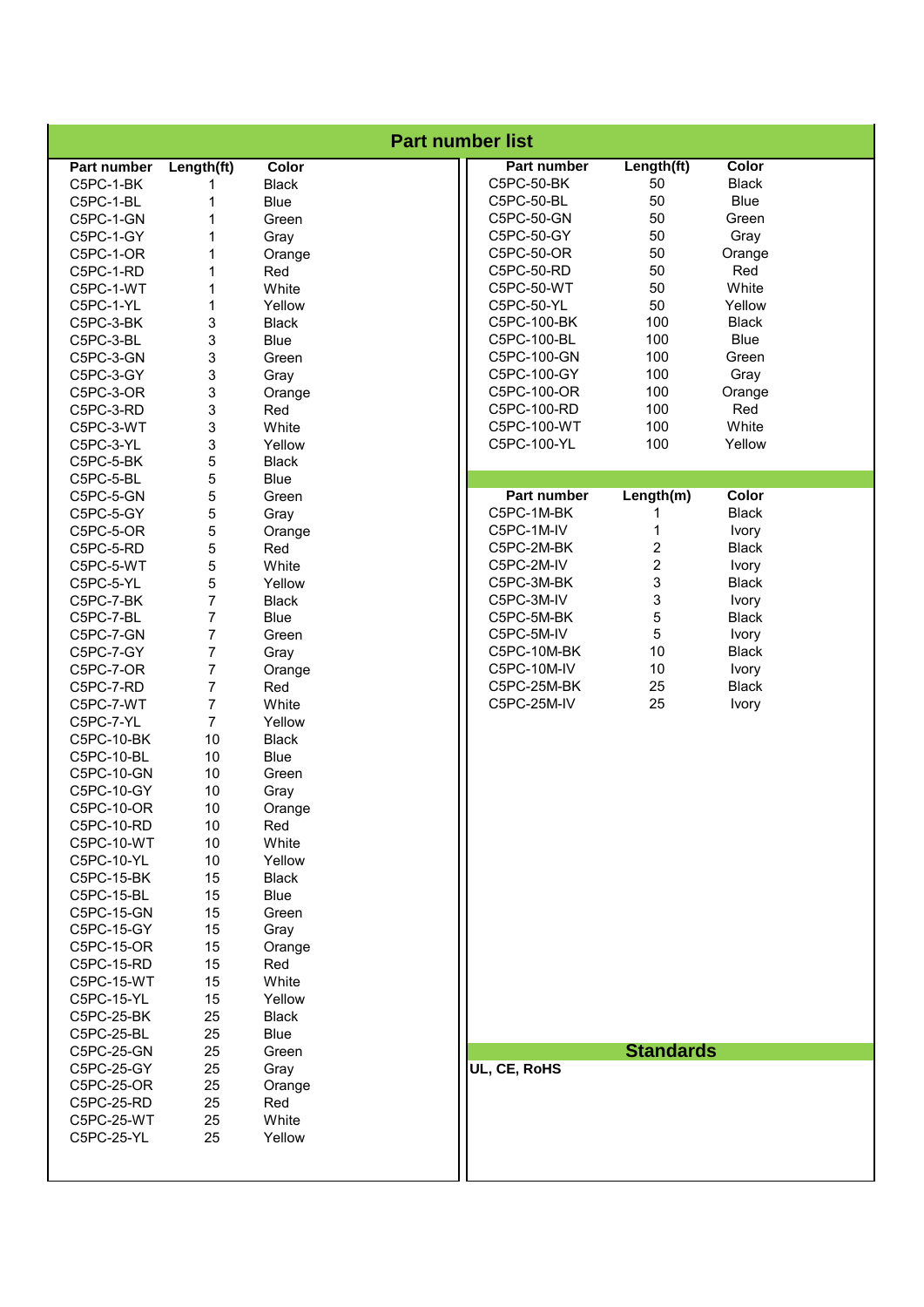## Part number list

| Part number | Length(ft) | Color |
|---|---|---|
| C5PC-1-BK | 1 | Black |
| C5PC-1-BL | 1 | Blue |
| C5PC-1-GN | 1 | Green |
| C5PC-1-GY | 1 | Gray |
| C5PC-1-OR | 1 | Orange |
| C5PC-1-RD | 1 | Red |
| C5PC-1-WT | 1 | White |
| C5PC-1-YL | 1 | Yellow |
| C5PC-3-BK | 3 | Black |
| C5PC-3-BL | 3 | Blue |
| C5PC-3-GN | 3 | Green |
| C5PC-3-GY | 3 | Gray |
| C5PC-3-OR | 3 | Orange |
| C5PC-3-RD | 3 | Red |
| C5PC-3-WT | 3 | White |
| C5PC-3-YL | 3 | Yellow |
| C5PC-5-BK | 5 | Black |
| C5PC-5-BL | 5 | Blue |
| C5PC-5-GN | 5 | Green |
| C5PC-5-GY | 5 | Gray |
| C5PC-5-OR | 5 | Orange |
| C5PC-5-RD | 5 | Red |
| C5PC-5-WT | 5 | White |
| C5PC-5-YL | 5 | Yellow |
| C5PC-7-BK | 7 | Black |
| C5PC-7-BL | 7 | Blue |
| C5PC-7-GN | 7 | Green |
| C5PC-7-GY | 7 | Gray |
| C5PC-7-OR | 7 | Orange |
| C5PC-7-RD | 7 | Red |
| C5PC-7-WT | 7 | White |
| C5PC-7-YL | 7 | Yellow |
| C5PC-10-BK | 10 | Black |
| C5PC-10-BL | 10 | Blue |
| C5PC-10-GN | 10 | Green |
| C5PC-10-GY | 10 | Gray |
| C5PC-10-OR | 10 | Orange |
| C5PC-10-RD | 10 | Red |
| C5PC-10-WT | 10 | White |
| C5PC-10-YL | 10 | Yellow |
| C5PC-15-BK | 15 | Black |
| C5PC-15-BL | 15 | Blue |
| C5PC-15-GN | 15 | Green |
| C5PC-15-GY | 15 | Gray |
| C5PC-15-OR | 15 | Orange |
| C5PC-15-RD | 15 | Red |
| C5PC-15-WT | 15 | White |
| C5PC-15-YL | 15 | Yellow |
| C5PC-25-BK | 25 | Black |
| C5PC-25-BL | 25 | Blue |
| C5PC-25-GN | 25 | Green |
| C5PC-25-GY | 25 | Gray |
| C5PC-25-OR | 25 | Orange |
| C5PC-25-RD | 25 | Red |
| C5PC-25-WT | 25 | White |
| C5PC-25-YL | 25 | Yellow |
| C5PC-50-BK | 50 | Black |
| C5PC-50-BL | 50 | Blue |
| C5PC-50-GN | 50 | Green |
| C5PC-50-GY | 50 | Gray |
| C5PC-50-OR | 50 | Orange |
| C5PC-50-RD | 50 | Red |
| C5PC-50-WT | 50 | White |
| C5PC-50-YL | 50 | Yellow |
| C5PC-100-BK | 100 | Black |
| C5PC-100-BL | 100 | Blue |
| C5PC-100-GN | 100 | Green |
| C5PC-100-GY | 100 | Gray |
| C5PC-100-OR | 100 | Orange |
| C5PC-100-RD | 100 | Red |
| C5PC-100-WT | 100 | White |
| C5PC-100-YL | 100 | Yellow |

| Part number | Length(m) | Color |
|---|---|---|
| C5PC-1M-BK | 1 | Black |
| C5PC-1M-IV | 1 | Ivory |
| C5PC-2M-BK | 2 | Black |
| C5PC-2M-IV | 2 | Ivory |
| C5PC-3M-BK | 3 | Black |
| C5PC-3M-IV | 3 | Ivory |
| C5PC-5M-BK | 5 | Black |
| C5PC-5M-IV | 5 | Ivory |
| C5PC-10M-BK | 10 | Black |
| C5PC-10M-IV | 10 | Ivory |
| C5PC-25M-BK | 25 | Black |
| C5PC-25M-IV | 25 | Ivory |

## Standards

**UL, CE, RoHS**